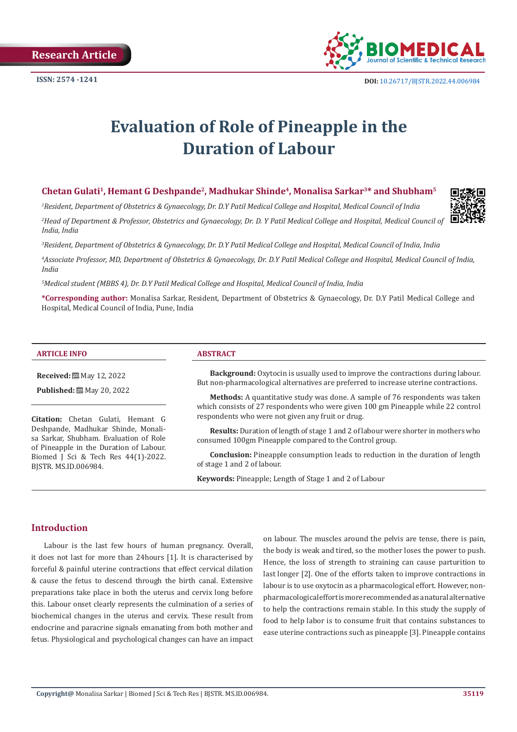Research Article

ISSN: 2574 -1241

DOI: 10.26717/BJSTR.2022.44.006984

# Evaluation of Role of Pineapple in the Duration of Labour

**Chetan Gulati[1], Hemant G Deshpande[2], Madhukar Shinde[4], Monalisa Sarkar[3]* and Shubham[5]**

*[1]Resident, Department of Obstetrics & Gynaecology, Dr. D.Y Patil Medical College and Hospital, Medical Council of India*

*[2]Head of Department & Professor, Obstetrics and Gynaecology, Dr. D. Y Patil Medical College and Hospital, Medical Council of India, India*

*[3]Resident, Department of Obstetrics & Gynaecology, Dr. D.Y Patil Medical College and Hospital, Medical Council of India, India*

*[4]Associate Professor, MD, Department of Obstetrics & Gynaecology, Dr. D.Y Patil Medical College and Hospital, Medical Council of India, India*

*[5]Medical student (MBBS 4), Dr. D.Y Patil Medical College and Hospital, Medical Council of India, India*

***Corresponding author:** Monalisa Sarkar, Resident, Department of Obstetrics & Gynaecology, Dr. D.Y Patil Medical College and Hospital, Medical Council of India, Pune, India

## ARTICLE INFO

**Received:** May 12, 2022

**Published:** May 20, 2022

**Citation:** Chetan Gulati, Hemant G Deshpande, Madhukar Shinde, Monalisa Sarkar, Shubham. Evaluation of Role of Pineapple in the Duration of Labour. Biomed J Sci & Tech Res 44(1)-2022. BJSTR. MS.ID.006984.

## ABSTRACT

**Background:** Oxytocin is usually used to improve the contractions during labour. But non-pharmacological alternatives are preferred to increase uterine contractions.

**Methods:** A quantitative study was done. A sample of 76 respondents was taken which consists of 27 respondents who were given 100 gm Pineapple while 22 control respondents who were not given any fruit or drug.

**Results:** Duration of length of stage 1 and 2 of labour were shorter in mothers who consumed 100gm Pineapple compared to the Control group.

**Conclusion:** Pineapple consumption leads to reduction in the duration of length of stage 1 and 2 of labour.

**Keywords:** Pineapple; Length of Stage 1 and 2 of Labour

## Introduction

Labour is the last few hours of human pregnancy. Overall, it does not last for more than 24hours [1]. It is characterised by forceful & painful uterine contractions that effect cervical dilation & cause the fetus to descend through the birth canal. Extensive preparations take place in both the uterus and cervix long before this. Labour onset clearly represents the culmination of a series of biochemical changes in the uterus and cervix. These result from endocrine and paracrine signals emanating from both mother and fetus. Physiological and psychological changes can have an impact on labour. The muscles around the pelvis are tense, there is pain, the body is weak and tired, so the mother loses the power to push. Hence, the loss of strength to straining can cause parturition to last longer [2]. One of the efforts taken to improve contractions in labour is to use oxytocin as a pharmacological effort. However, non-pharmacological effort is more recommended as a natural alternative to help the contractions remain stable. In this study the supply of food to help labor is to consume fruit that contains substances to ease uterine contractions such as pineapple [3]. Pineapple contains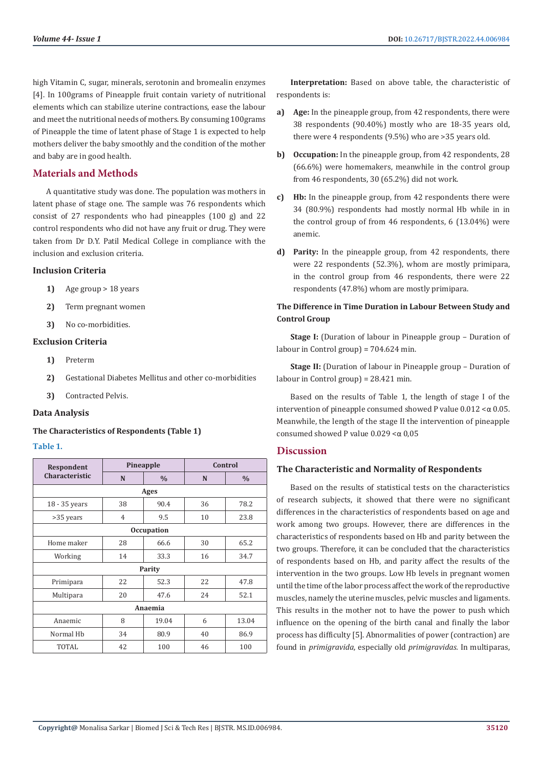high Vitamin C, sugar, minerals, serotonin and bromealin enzymes [4]. In 100grams of Pineapple fruit contain variety of nutritional elements which can stabilize uterine contractions, ease the labour and meet the nutritional needs of mothers. By consuming 100grams of Pineapple the time of latent phase of Stage 1 is expected to help mothers deliver the baby smoothly and the condition of the mother and baby are in good health.

## Materials and Methods

A quantitative study was done. The population was mothers in latent phase of stage one. The sample was 76 respondents which consist of 27 respondents who had pineapples (100 g) and 22 control respondents who did not have any fruit or drug. They were taken from Dr D.Y. Patil Medical College in compliance with the inclusion and exclusion criteria.

### Inclusion Criteria

1) Age group > 18 years
2) Term pregnant women
3) No co-morbidities.

### Exclusion Criteria

1) Preterm
2) Gestational Diabetes Mellitus and other co-morbidities
3) Contracted Pelvis.

### Data Analysis

#### The Characteristics of Respondents (Table 1)

**Table 1.**

| Respondent Characteristic | Pineapple | | Control | |
|---|---|---|---|---|
| | N | % | N | % |
| **Ages** | | | | |
| 18 - 35 years | 38 | 90.4 | 36 | 78.2 |
| >35 years | 4 | 9.5 | 10 | 23.8 |
| **Occupation** | | | | |
| Home maker | 28 | 66.6 | 30 | 65.2 |
| Working | 14 | 33.3 | 16 | 34.7 |
| **Parity** | | | | |
| Primipara | 22 | 52.3 | 22 | 47.8 |
| Multipara | 20 | 47.6 | 24 | 52.1 |
| **Anaemia** | | | | |
| Anaemic | 8 | 19.04 | 6 | 13.04 |
| Normal Hb | 34 | 80.9 | 40 | 86.9 |
| TOTAL | 42 | 100 | 46 | 100 |

**Interpretation:** Based on above table, the characteristic of respondents is:

a) **Age:** In the pineapple group, from 42 respondents, there were 38 respondents (90.40%) mostly who are 18-35 years old, there were 4 respondents (9.5%) who are >35 years old.

b) **Occupation:** In the pineapple group, from 42 respondents, 28 (66.6%) were homemakers, meanwhile in the control group from 46 respondents, 30 (65.2%) did not work.

c) **Hb:** In the pineapple group, from 42 respondents there were 34 (80.9%) respondents had mostly normal Hb while in in the control group of from 46 respondents, 6 (13.04%) were anemic.

d) **Parity:** In the pineapple group, from 42 respondents, there were 22 respondents (52.3%), whom are mostly primipara, in the control group from 46 respondents, there were 22 respondents (47.8%) whom are mostly primipara.

#### The Difference in Time Duration in Labour Between Study and Control Group

**Stage I:** (Duration of labour in Pineapple group – Duration of labour in Control group) = 704.624 min.

**Stage II:** (Duration of labour in Pineapple group – Duration of labour in Control group) = 28.421 min.

Based on the results of Table 1, the length of stage I of the intervention of pineapple consumed showed P value 0.012 <α 0.05. Meanwhile, the length of the stage II the intervention of pineapple consumed showed P value 0.029 <α 0,05

## Discussion

### The Characteristic and Normality of Respondents

Based on the results of statistical tests on the characteristics of research subjects, it showed that there were no significant differences in the characteristics of respondents based on age and work among two groups. However, there are differences in the characteristics of respondents based on Hb and parity between the two groups. Therefore, it can be concluded that the characteristics of respondents based on Hb, and parity affect the results of the intervention in the two groups. Low Hb levels in pregnant women until the time of the labor process affect the work of the reproductive muscles, namely the uterine muscles, pelvic muscles and ligaments. This results in the mother not to have the power to push which influence on the opening of the birth canal and finally the labor process has difficulty [5]. Abnormalities of power (contraction) are found in *primigravida*, especially old *primigravidas.* In multiparas,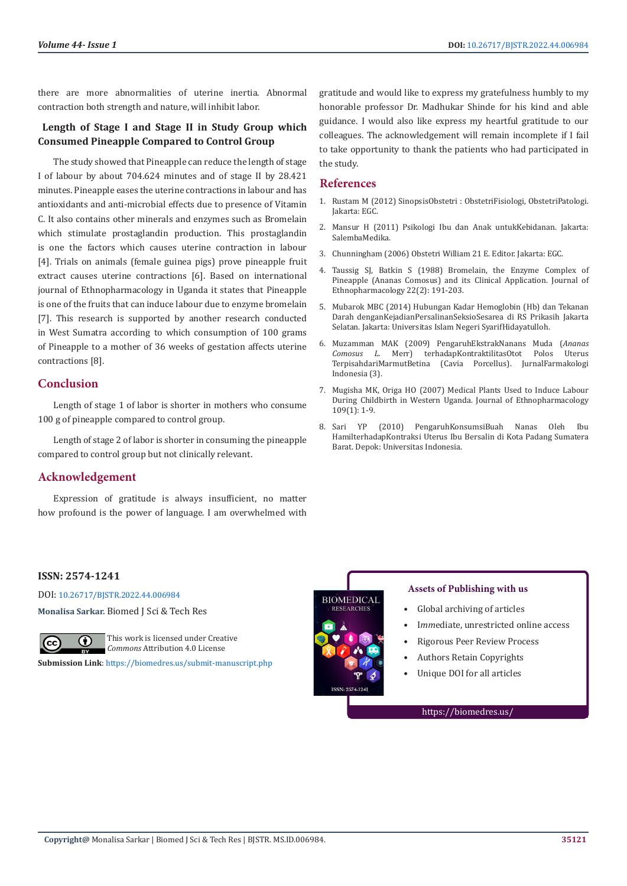there are more abnormalities of uterine inertia. Abnormal contraction both strength and nature, will inhibit labor.

### Length of Stage I and Stage II in Study Group which Consumed Pineapple Compared to Control Group

The study showed that Pineapple can reduce the length of stage I of labour by about 704.624 minutes and of stage II by 28.421 minutes. Pineapple eases the uterine contractions in labour and has antioxidants and anti-microbial effects due to presence of Vitamin C. It also contains other minerals and enzymes such as Bromelain which stimulate prostaglandin production. This prostaglandin is one the factors which causes uterine contraction in labour [4]. Trials on animals (female guinea pigs) prove pineapple fruit extract causes uterine contractions [6]. Based on international journal of Ethnopharmacology in Uganda it states that Pineapple is one of the fruits that can induce labour due to enzyme bromelain [7]. This research is supported by another research conducted in West Sumatra according to which consumption of 100 grams of Pineapple to a mother of 36 weeks of gestation affects uterine contractions [8].

## Conclusion

Length of stage 1 of labor is shorter in mothers who consume 100 g of pineapple compared to control group.

Length of stage 2 of labor is shorter in consuming the pineapple compared to control group but not clinically relevant.

## Acknowledgement

Expression of gratitude is always insufficient, no matter how profound is the power of language. I am overwhelmed with gratitude and would like to express my gratefulness humbly to my honorable professor Dr. Madhukar Shinde for his kind and able guidance. I would also like express my heartful gratitude to our colleagues. The acknowledgement will remain incomplete if I fail to take opportunity to thank the patients who had participated in the study.

## References

1. Rustam M (2012) SinopsisObstetri : ObstetriFisiologi, ObstetriPatologi. Jakarta: EGC.
2. Mansur H (2011) Psikologi Ibu dan Anak untukKebidanan. Jakarta: SalembaMedika.
3. Chunningham (2006) Obstetri William 21 E. Editor. Jakarta: EGC.
4. Taussig SJ, Batkin S (1988) Bromelain, the Enzyme Complex of Pineapple (Ananas Comosus) and its Clinical Application. Journal of Ethnopharmacology 22(2): 191-203.
5. Mubarok MBC (2014) Hubungan Kadar Hemoglobin (Hb) dan Tekanan Darah denganKejadianPersalinanSeksioSesarea di RS Prikasih Jakarta Selatan. Jakarta: Universitas Islam Negeri SyarifHidayatulloh.
6. Muzamman MAK (2009) PengaruhEkstrakNanans Muda (*Ananas Comosus L.* Merr) terhadapKontraktilitasOtot Polos Uterus TerpisahdariMarmutBetina (Cavia Porcellus). JurnalFarmakologi Indonesia (3).
7. Mugisha MK, Origa HO (2007) Medical Plants Used to Induce Labour During Childbirth in Western Uganda. Journal of Ethnopharmacology 109(1): 1-9.
8. Sari YP (2010) PengaruhKonsumsiBuah Nanas Oleh Ibu HamilterhadapKontraksi Uterus Ibu Bersalin di Kota Padang Sumatera Barat. Depok: Universitas Indonesia.

**ISSN: 2574-1241**

DOI: 10.26717/BJSTR.2022.44.006984

**Monalisa Sarkar.** Biomed J Sci & Tech Res

This work is licensed under Creative *Commons* Attribution 4.0 License

**Submission Link**: https://biomedres.us/submit-manuscript.php

**Assets of Publishing with us**

- Global archiving of articles
- Immediate, unrestricted online access
- Rigorous Peer Review Process
- Authors Retain Copyrights
- Unique DOI for all articles

https://biomedres.us/